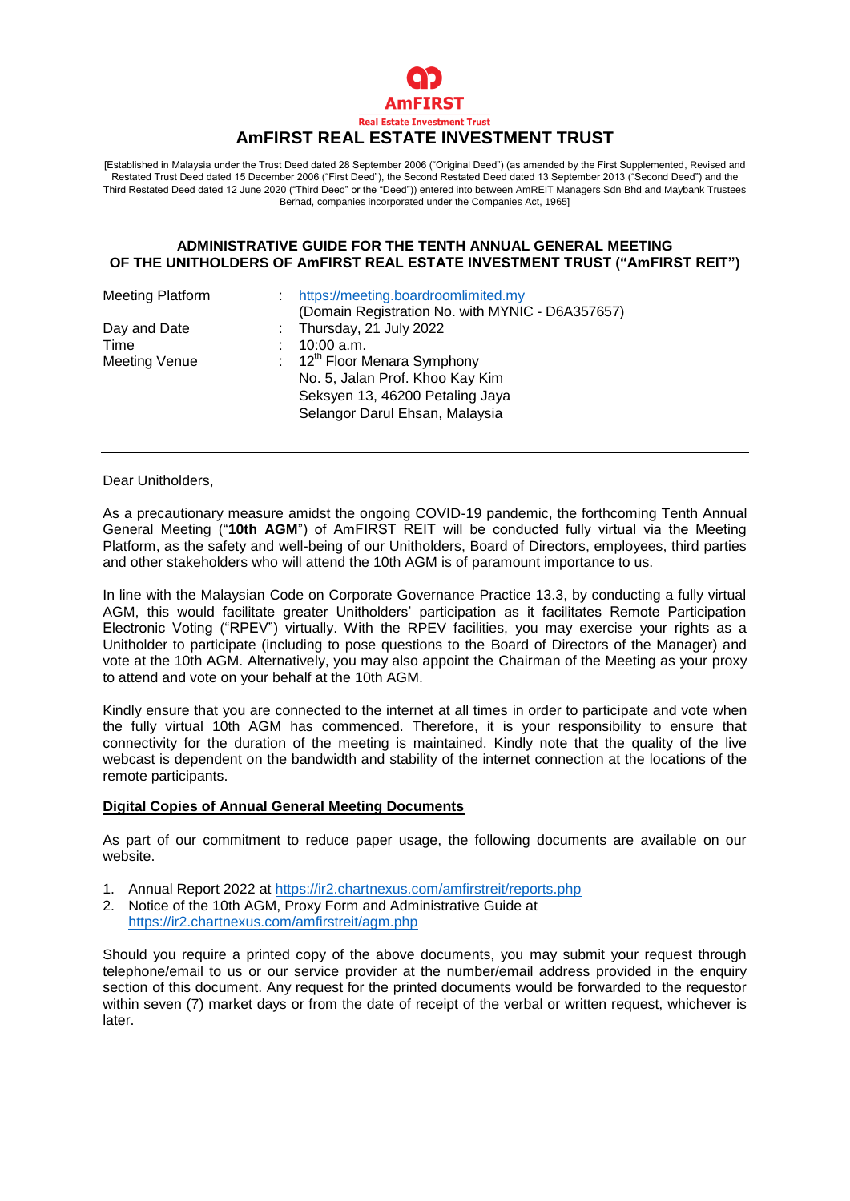AmFIRST

Real Estate Investment Trust

# AmFIRST REAL ESTATE INVESTMENT TRUST

[Established in Malaysia under the Trust Deed dated 28 September 2006 ("Original Deed") (as amended by the First Supplemented, Revised and Restated Trust Deed dated 15 December 2006 ("First Deed"), the Second Restated Deed dated 13 September 2013 ("Second Deed") and the Third Restated Deed dated 12 June 2020 ("Third Deed" or the "Deed")) entered into between AmREIT Managers Sdn Bhd and Maybank Trustees Berhad, companies incorporated under the Companies Act, 1965]

## ADMINISTRATIVE GUIDE FOR THE TENTH ANNUAL GENERAL MEETING OF THE UNITHOLDERS OF AmFIRST REAL ESTATE INVESTMENT TRUST ("AmFIRST REIT")

| | | |
|---|---|---|
| Meeting Platform | : | https://meeting.boardroomlimited.my<br>(Domain Registration No. with MYNIC - D6A357657) |
| Day and Date | : | Thursday, 21 July 2022 |
| Time | : | 10:00 a.m. |
| Meeting Venue | : | 12th Floor Menara Symphony<br>No. 5, Jalan Prof. Khoo Kay Kim<br>Seksyen 13, 46200 Petaling Jaya<br>Selangor Darul Ehsan, Malaysia |

---

Dear Unitholders,

As a precautionary measure amidst the ongoing COVID-19 pandemic, the forthcoming Tenth Annual General Meeting ("**10th AGM**") of AmFIRST REIT will be conducted fully virtual via the Meeting Platform, as the safety and well-being of our Unitholders, Board of Directors, employees, third parties and other stakeholders who will attend the 10th AGM is of paramount importance to us.

In line with the Malaysian Code on Corporate Governance Practice 13.3, by conducting a fully virtual AGM, this would facilitate greater Unitholders' participation as it facilitates Remote Participation Electronic Voting ("RPEV") virtually. With the RPEV facilities, you may exercise your rights as a Unitholder to participate (including to pose questions to the Board of Directors of the Manager) and vote at the 10th AGM. Alternatively, you may also appoint the Chairman of the Meeting as your proxy to attend and vote on your behalf at the 10th AGM.

Kindly ensure that you are connected to the internet at all times in order to participate and vote when the fully virtual 10th AGM has commenced. Therefore, it is your responsibility to ensure that connectivity for the duration of the meeting is maintained. Kindly note that the quality of the live webcast is dependent on the bandwidth and stability of the internet connection at the locations of the remote participants.

**Digital Copies of Annual General Meeting Documents**

As part of our commitment to reduce paper usage, the following documents are available on our website.

1. Annual Report 2022 at https://ir2.chartnexus.com/amfirstreit/reports.php
2. Notice of the 10th AGM, Proxy Form and Administrative Guide at https://ir2.chartnexus.com/amfirstreit/agm.php

Should you require a printed copy of the above documents, you may submit your request through telephone/email to us or our service provider at the number/email address provided in the enquiry section of this document. Any request for the printed documents would be forwarded to the requestor within seven (7) market days or from the date of receipt of the verbal or written request, whichever is later.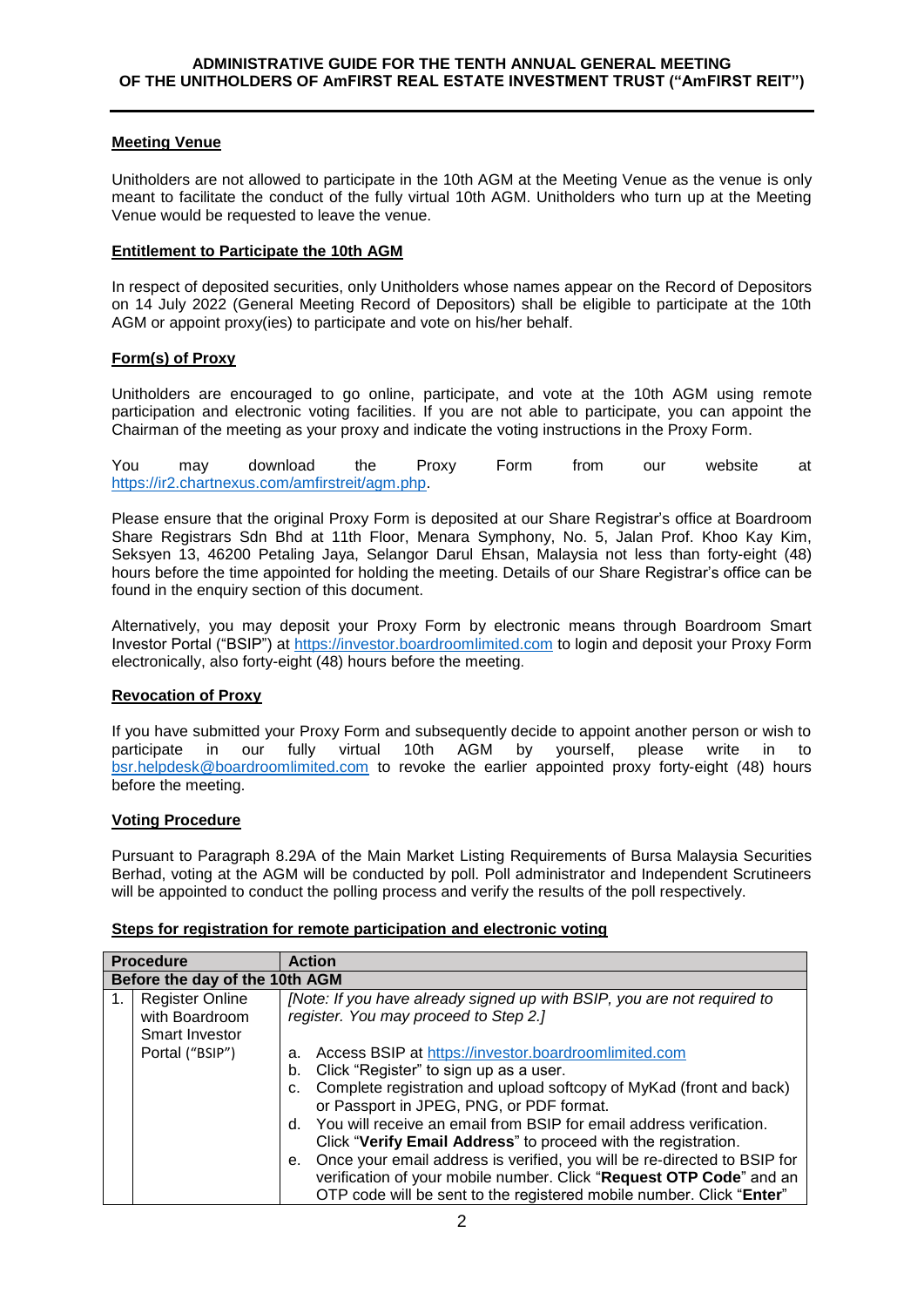**ADMINISTRATIVE GUIDE FOR THE TENTH ANNUAL GENERAL MEETING OF THE UNITHOLDERS OF AmFIRST REAL ESTATE INVESTMENT TRUST ("AmFIRST REIT")**

## Meeting Venue

Unitholders are not allowed to participate in the 10th AGM at the Meeting Venue as the venue is only meant to facilitate the conduct of the fully virtual 10th AGM. Unitholders who turn up at the Meeting Venue would be requested to leave the venue.

## Entitlement to Participate the 10th AGM

In respect of deposited securities, only Unitholders whose names appear on the Record of Depositors on 14 July 2022 (General Meeting Record of Depositors) shall be eligible to participate at the 10th AGM or appoint proxy(ies) to participate and vote on his/her behalf.

## Form(s) of Proxy

Unitholders are encouraged to go online, participate, and vote at the 10th AGM using remote participation and electronic voting facilities. If you are not able to participate, you can appoint the Chairman of the meeting as your proxy and indicate the voting instructions in the Proxy Form.

You may download the Proxy Form from our website at https://ir2.chartnexus.com/amfirstreit/agm.php.

Please ensure that the original Proxy Form is deposited at our Share Registrar's office at Boardroom Share Registrars Sdn Bhd at 11th Floor, Menara Symphony, No. 5, Jalan Prof. Khoo Kay Kim, Seksyen 13, 46200 Petaling Jaya, Selangor Darul Ehsan, Malaysia not less than forty-eight (48) hours before the time appointed for holding the meeting. Details of our Share Registrar's office can be found in the enquiry section of this document.

Alternatively, you may deposit your Proxy Form by electronic means through Boardroom Smart Investor Portal ("BSIP") at https://investor.boardroomlimited.com to login and deposit your Proxy Form electronically, also forty-eight (48) hours before the meeting.

## Revocation of Proxy

If you have submitted your Proxy Form and subsequently decide to appoint another person or wish to participate in our fully virtual 10th AGM by yourself, please write in to bsr.helpdesk@boardroomlimited.com to revoke the earlier appointed proxy forty-eight (48) hours before the meeting.

## Voting Procedure

Pursuant to Paragraph 8.29A of the Main Market Listing Requirements of Bursa Malaysia Securities Berhad, voting at the AGM will be conducted by poll. Poll administrator and Independent Scrutineers will be appointed to conduct the polling process and verify the results of the poll respectively.

## Steps for registration for remote participation and electronic voting

| | Procedure | Action |
|---|---|---|
| **Before the day of the 10th AGM** | | |
| 1. | Register Online with Boardroom Smart Investor Portal ("BSIP") | *[Note: If you have already signed up with BSIP, you are not required to register. You may proceed to Step 2.]*<br><br>a. Access BSIP at https://investor.boardroomlimited.com<br>b. Click "Register" to sign up as a user.<br>c. Complete registration and upload softcopy of MyKad (front and back) or Passport in JPEG, PNG, or PDF format.<br>d. You will receive an email from BSIP for email address verification. Click "**Verify Email Address**" to proceed with the registration.<br>e. Once your email address is verified, you will be re-directed to BSIP for verification of your mobile number. Click "**Request OTP Code**" and an OTP code will be sent to the registered mobile number. Click "**Enter**" |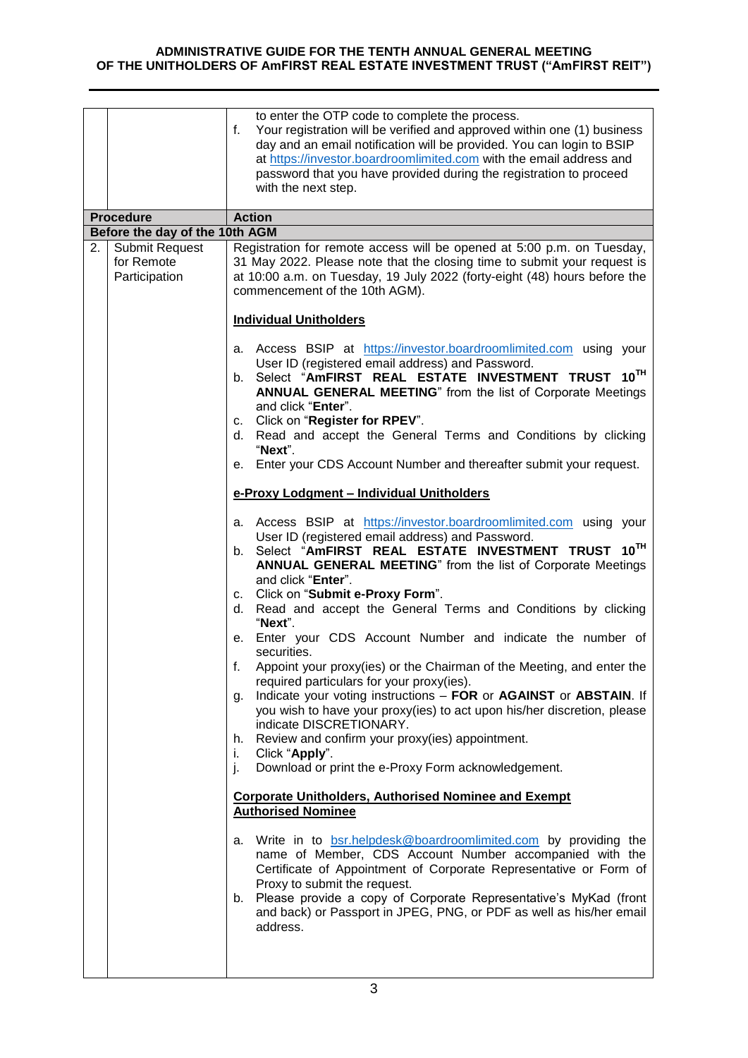| | | |
|---|---|---|
| | | to enter the OTP code to complete the process.<br>f. Your registration will be verified and approved within one (1) business day and an email notification will be provided. You can login to BSIP at https://investor.boardroomlimited.com with the email address and password that you have provided during the registration to proceed with the next step. |
| **Procedure** | | **Action** |
| **Before the day of the 10th AGM** | | |
| 2. | Submit Request for Remote Participation | Registration for remote access will be opened at 5:00 p.m. on Tuesday, 31 May 2022. Please note that the closing time to submit your request is at 10:00 a.m. on Tuesday, 19 July 2022 (forty-eight (48) hours before the commencement of the 10th AGM).<br><br>**Individual Unitholders**<br><br>a. Access BSIP at https://investor.boardroomlimited.com using your User ID (registered email address) and Password.<br>b. Select "**AmFIRST REAL ESTATE INVESTMENT TRUST 10TH ANNUAL GENERAL MEETING**" from the list of Corporate Meetings and click "**Enter**".<br>c. Click on "**Register for RPEV**".<br>d. Read and accept the General Terms and Conditions by clicking "**Next**".<br>e. Enter your CDS Account Number and thereafter submit your request.<br><br>**e-Proxy Lodgment – Individual Unitholders**<br><br>a. Access BSIP at https://investor.boardroomlimited.com using your User ID (registered email address) and Password.<br>b. Select "**AmFIRST REAL ESTATE INVESTMENT TRUST 10TH ANNUAL GENERAL MEETING**" from the list of Corporate Meetings and click "**Enter**".<br>c. Click on "**Submit e-Proxy Form**".<br>d. Read and accept the General Terms and Conditions by clicking "**Next**".<br>e. Enter your CDS Account Number and indicate the number of securities.<br>f. Appoint your proxy(ies) or the Chairman of the Meeting, and enter the required particulars for your proxy(ies).<br>g. Indicate your voting instructions – **FOR** or **AGAINST** or **ABSTAIN**. If you wish to have your proxy(ies) to act upon his/her discretion, please indicate DISCRETIONARY.<br>h. Review and confirm your proxy(ies) appointment.<br>i. Click "**Apply**".<br>j. Download or print the e-Proxy Form acknowledgement.<br><br>**Corporate Unitholders, Authorised Nominee and Exempt Authorised Nominee**<br><br>a. Write in to bsr.helpdesk@boardroomlimited.com by providing the name of Member, CDS Account Number accompanied with the Certificate of Appointment of Corporate Representative or Form of Proxy to submit the request.<br>b. Please provide a copy of Corporate Representative's MyKad (front and back) or Passport in JPEG, PNG, or PDF as well as his/her email address. |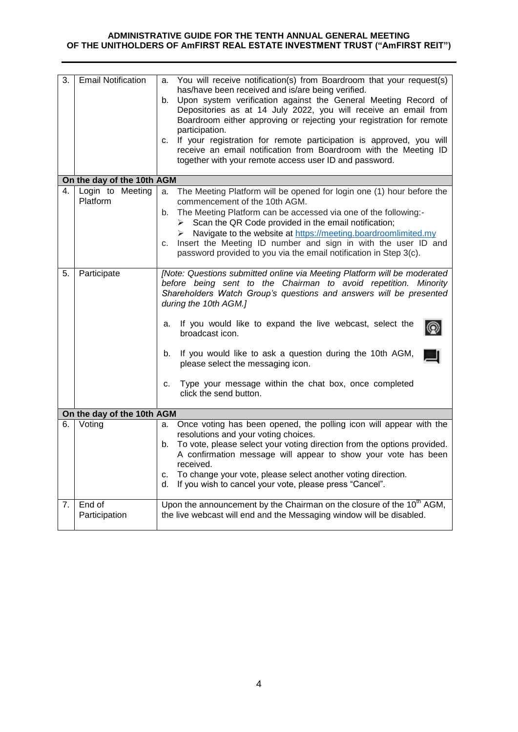| | | |
|---|---|---|
| 3. | Email Notification | a. You will receive notification(s) from Boardroom that your request(s) has/have been received and is/are being verified.<br>b. Upon system verification against the General Meeting Record of Depositories as at 14 July 2022, you will receive an email from Boardroom either approving or rejecting your registration for remote participation.<br>c. If your registration for remote participation is approved, you will receive an email notification from Boardroom with the Meeting ID together with your remote access user ID and password. |
| **On the day of the 10th AGM** | | |
| 4. | Login to Meeting Platform | a. The Meeting Platform will be opened for login one (1) hour before the commencement of the 10th AGM.<br>b. The Meeting Platform can be accessed via one of the following:-<br>➢ Scan the QR Code provided in the email notification;<br>➢ Navigate to the website at https://meeting.boardroomlimited.my<br>c. Insert the Meeting ID number and sign in with the user ID and password provided to you via the email notification in Step 3(c). |
| 5. | Participate | *[Note: Questions submitted online via Meeting Platform will be moderated before being sent to the Chairman to avoid repetition. Minority Shareholders Watch Group's questions and answers will be presented during the 10th AGM.]*<br>a. If you would like to expand the live webcast, select the broadcast icon.<br>b. If you would like to ask a question during the 10th AGM, please select the messaging icon.<br>c. Type your message within the chat box, once completed click the send button. |
| **On the day of the 10th AGM** | | |
| 6. | Voting | a. Once voting has been opened, the polling icon will appear with the resolutions and your voting choices.<br>b. To vote, please select your voting direction from the options provided. A confirmation message will appear to show your vote has been received.<br>c. To change your vote, please select another voting direction.<br>d. If you wish to cancel your vote, please press "Cancel". |
| 7. | End of Participation | Upon the announcement by the Chairman on the closure of the 10th AGM, the live webcast will end and the Messaging window will be disabled. |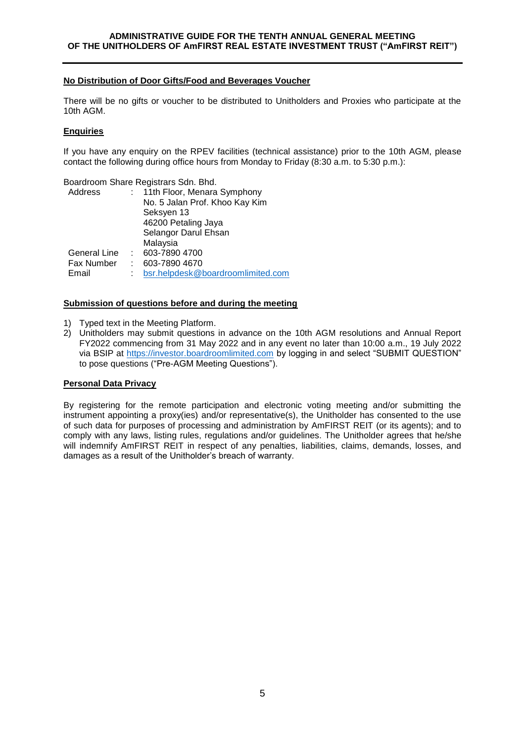**No Distribution of Door Gifts/Food and Beverages Voucher**

There will be no gifts or voucher to be distributed to Unitholders and Proxies who participate at the 10th AGM.

**Enquiries**

If you have any enquiry on the RPEV facilities (technical assistance) prior to the 10th AGM, please contact the following during office hours from Monday to Friday (8:30 a.m. to 5:30 p.m.):

Boardroom Share Registrars Sdn. Bhd.

| | | |
|---|---|---|
| Address | : | 11th Floor, Menara Symphony<br>No. 5 Jalan Prof. Khoo Kay Kim<br>Seksyen 13<br>46200 Petaling Jaya<br>Selangor Darul Ehsan<br>Malaysia |
| General Line | : | 603-7890 4700 |
| Fax Number | : | 603-7890 4670 |
| Email | : | bsr.helpdesk@boardroomlimited.com |

**Submission of questions before and during the meeting**

1) Typed text in the Meeting Platform.
2) Unitholders may submit questions in advance on the 10th AGM resolutions and Annual Report FY2022 commencing from 31 May 2022 and in any event no later than 10:00 a.m., 19 July 2022 via BSIP at https://investor.boardroomlimited.com by logging in and select "SUBMIT QUESTION" to pose questions ("Pre-AGM Meeting Questions").

**Personal Data Privacy**

By registering for the remote participation and electronic voting meeting and/or submitting the instrument appointing a proxy(ies) and/or representative(s), the Unitholder has consented to the use of such data for purposes of processing and administration by AmFIRST REIT (or its agents); and to comply with any laws, listing rules, regulations and/or guidelines. The Unitholder agrees that he/she will indemnify AmFIRST REIT in respect of any penalties, liabilities, claims, demands, losses, and damages as a result of the Unitholder's breach of warranty.